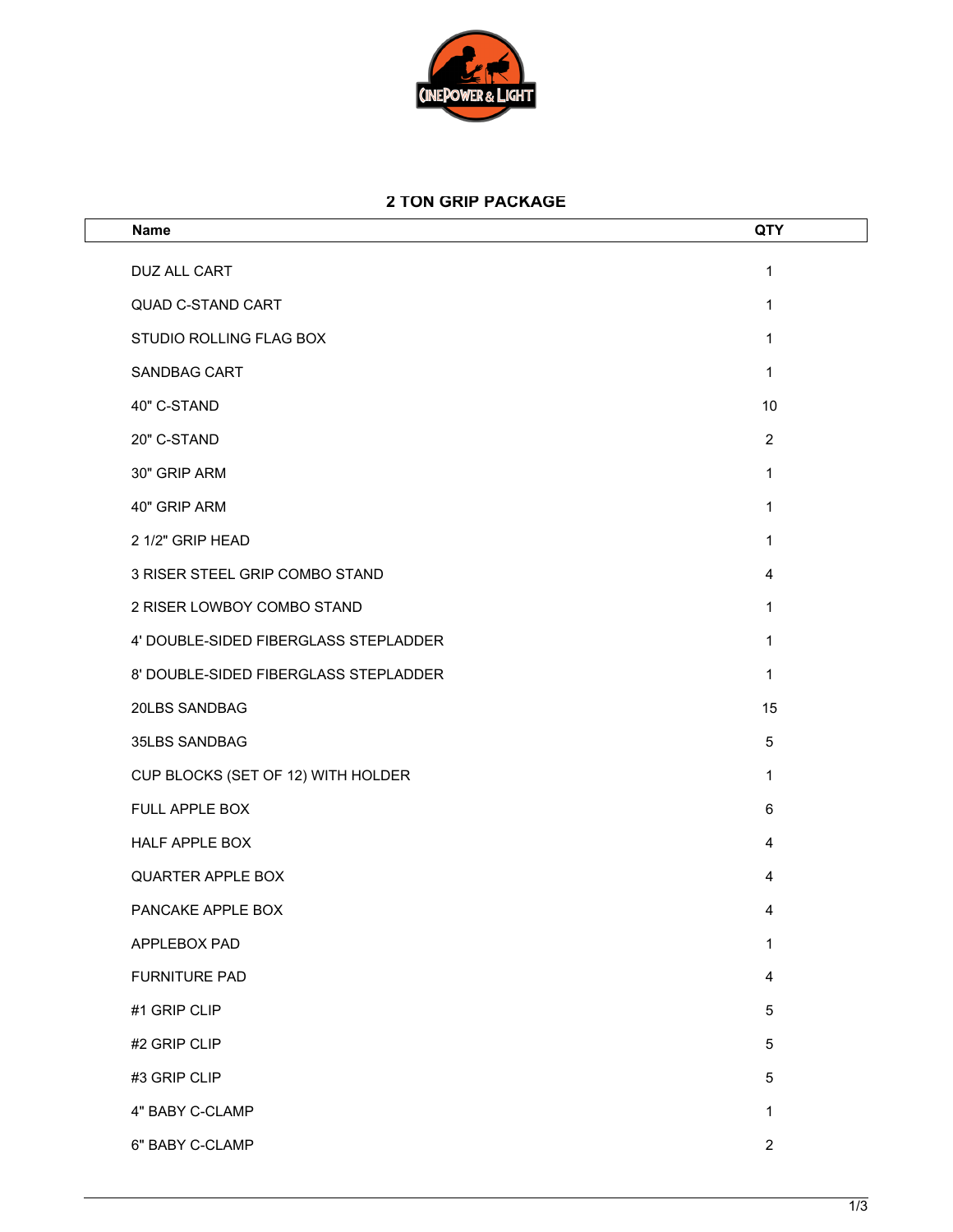## 2 TON GRIP PACKAGE

| Name | QTY |
|---|---|
| DUZ ALL CART | 1 |
| QUAD C-STAND CART | 1 |
| STUDIO ROLLING FLAG BOX | 1 |
| SANDBAG CART | 1 |
| 40" C-STAND | 10 |
| 20" C-STAND | 2 |
| 30" GRIP ARM | 1 |
| 40" GRIP ARM | 1 |
| 2 1/2" GRIP HEAD | 1 |
| 3 RISER STEEL GRIP COMBO STAND | 4 |
| 2 RISER LOWBOY COMBO STAND | 1 |
| 4' DOUBLE-SIDED FIBERGLASS STEPLADDER | 1 |
| 8' DOUBLE-SIDED FIBERGLASS STEPLADDER | 1 |
| 20LBS SANDBAG | 15 |
| 35LBS SANDBAG | 5 |
| CUP BLOCKS (SET OF 12) WITH HOLDER | 1 |
| FULL APPLE BOX | 6 |
| HALF APPLE BOX | 4 |
| QUARTER APPLE BOX | 4 |
| PANCAKE APPLE BOX | 4 |
| APPLEBOX PAD | 1 |
| FURNITURE PAD | 4 |
| #1 GRIP CLIP | 5 |
| #2 GRIP CLIP | 5 |
| #3 GRIP CLIP | 5 |
| 4" BABY C-CLAMP | 1 |
| 6" BABY C-CLAMP | 2 |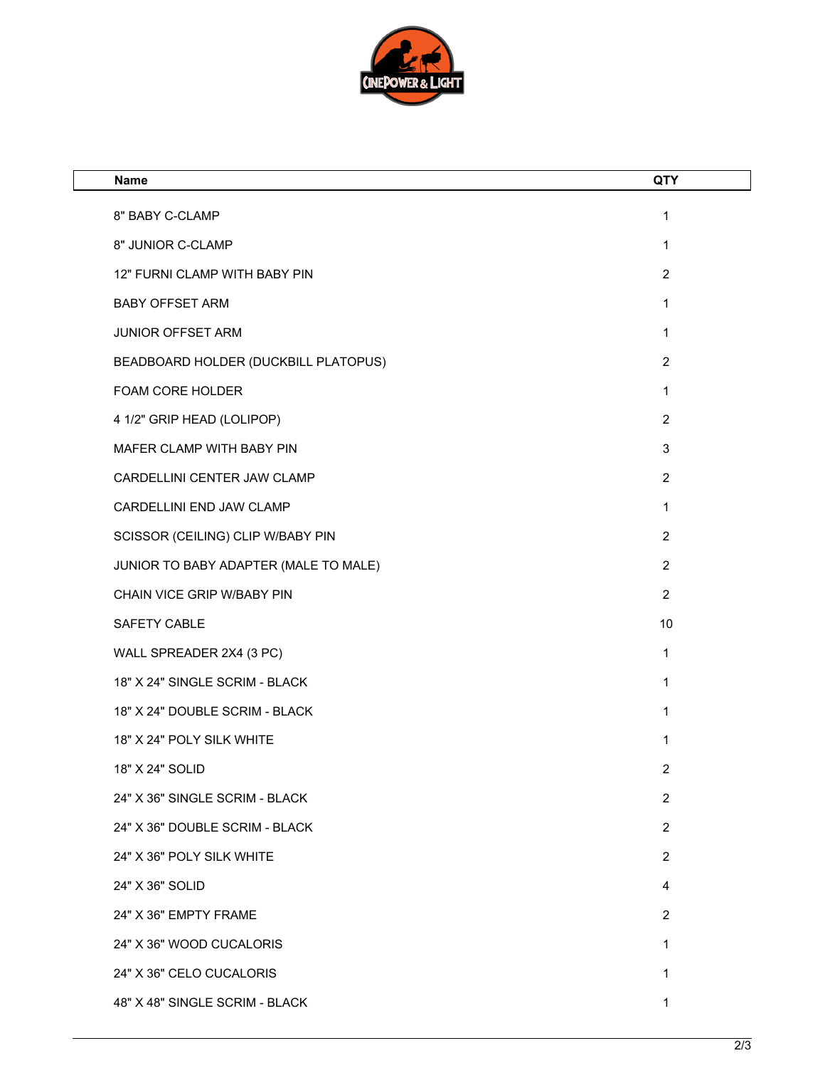| Name | QTY |
|---|---|
| 8" BABY C-CLAMP | 1 |
| 8" JUNIOR C-CLAMP | 1 |
| 12" FURNI CLAMP WITH BABY PIN | 2 |
| BABY OFFSET ARM | 1 |
| JUNIOR OFFSET ARM | 1 |
| BEADBOARD HOLDER (DUCKBILL PLATOPUS) | 2 |
| FOAM CORE HOLDER | 1 |
| 4 1/2" GRIP HEAD (LOLIPOP) | 2 |
| MAFER CLAMP WITH BABY PIN | 3 |
| CARDELLINI CENTER JAW CLAMP | 2 |
| CARDELLINI END JAW CLAMP | 1 |
| SCISSOR (CEILING) CLIP W/BABY PIN | 2 |
| JUNIOR TO BABY ADAPTER (MALE TO MALE) | 2 |
| CHAIN VICE GRIP W/BABY PIN | 2 |
| SAFETY CABLE | 10 |
| WALL SPREADER 2X4 (3 PC) | 1 |
| 18" X 24" SINGLE SCRIM - BLACK | 1 |
| 18" X 24" DOUBLE SCRIM - BLACK | 1 |
| 18" X 24" POLY SILK WHITE | 1 |
| 18" X 24" SOLID | 2 |
| 24" X 36" SINGLE SCRIM - BLACK | 2 |
| 24" X 36" DOUBLE SCRIM - BLACK | 2 |
| 24" X 36" POLY SILK WHITE | 2 |
| 24" X 36" SOLID | 4 |
| 24" X 36" EMPTY FRAME | 2 |
| 24" X 36" WOOD CUCALORIS | 1 |
| 24" X 36" CELO CUCALORIS | 1 |
| 48" X 48" SINGLE SCRIM - BLACK | 1 |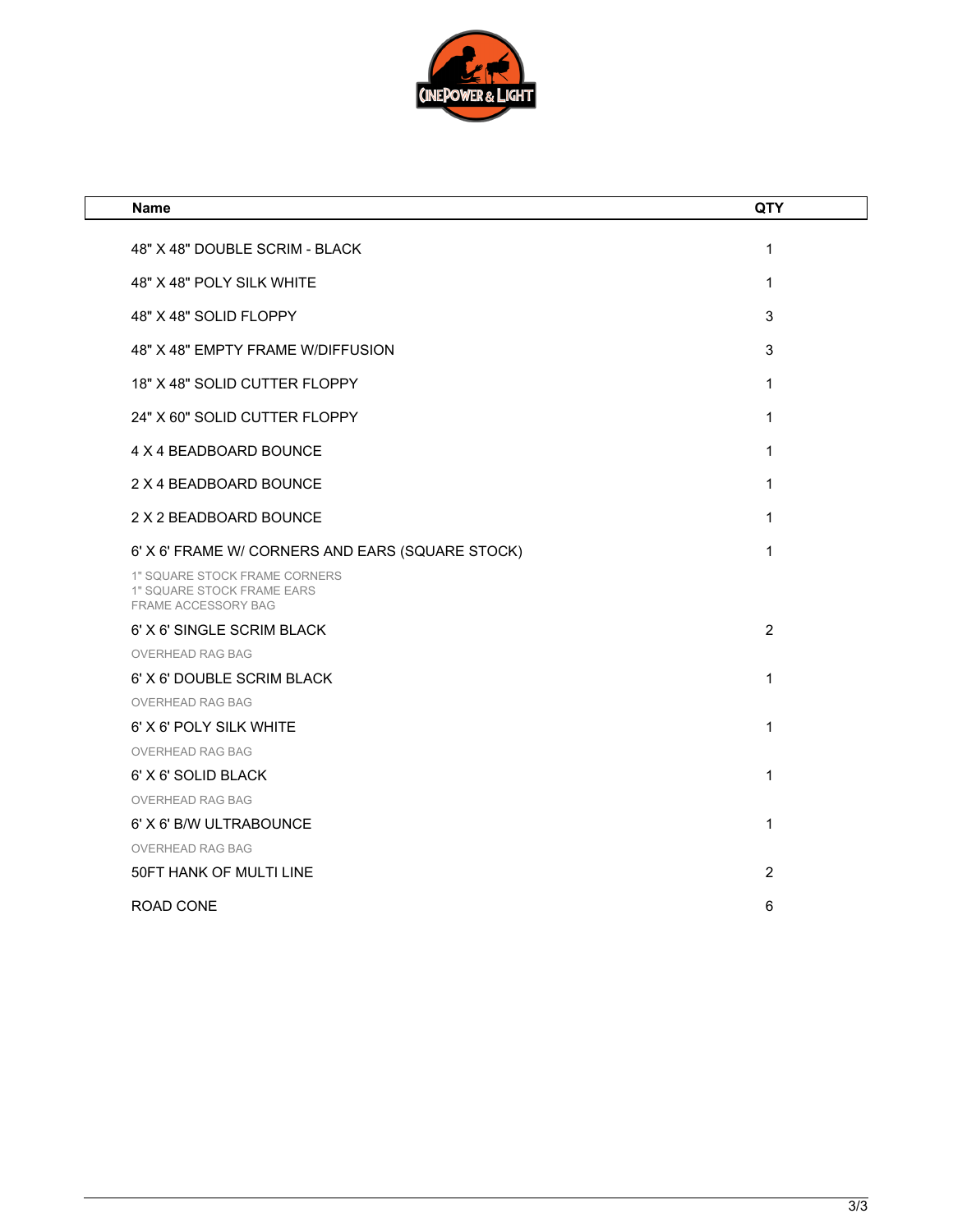| Name | QTY |
|---|---|
| 48" X 48" DOUBLE SCRIM - BLACK | 1 |
| 48" X 48" POLY SILK WHITE | 1 |
| 48" X 48" SOLID FLOPPY | 3 |
| 48" X 48" EMPTY FRAME W/DIFFUSION | 3 |
| 18" X 48" SOLID CUTTER FLOPPY | 1 |
| 24" X 60" SOLID CUTTER FLOPPY | 1 |
| 4 X 4 BEADBOARD BOUNCE | 1 |
| 2 X 4 BEADBOARD BOUNCE | 1 |
| 2 X 2 BEADBOARD BOUNCE | 1 |
| 6' X 6' FRAME W/ CORNERS AND EARS (SQUARE STOCK) | 1 |
| 1" SQUARE STOCK FRAME CORNERS<br>1" SQUARE STOCK FRAME EARS<br>FRAME ACCESSORY BAG | |
| 6' X 6' SINGLE SCRIM BLACK | 2 |
| OVERHEAD RAG BAG | |
| 6' X 6' DOUBLE SCRIM BLACK | 1 |
| OVERHEAD RAG BAG | |
| 6' X 6' POLY SILK WHITE | 1 |
| OVERHEAD RAG BAG | |
| 6' X 6' SOLID BLACK | 1 |
| OVERHEAD RAG BAG | |
| 6' X 6' B/W ULTRABOUNCE | 1 |
| OVERHEAD RAG BAG | |
| 50FT HANK OF MULTI LINE | 2 |
| ROAD CONE | 6 |